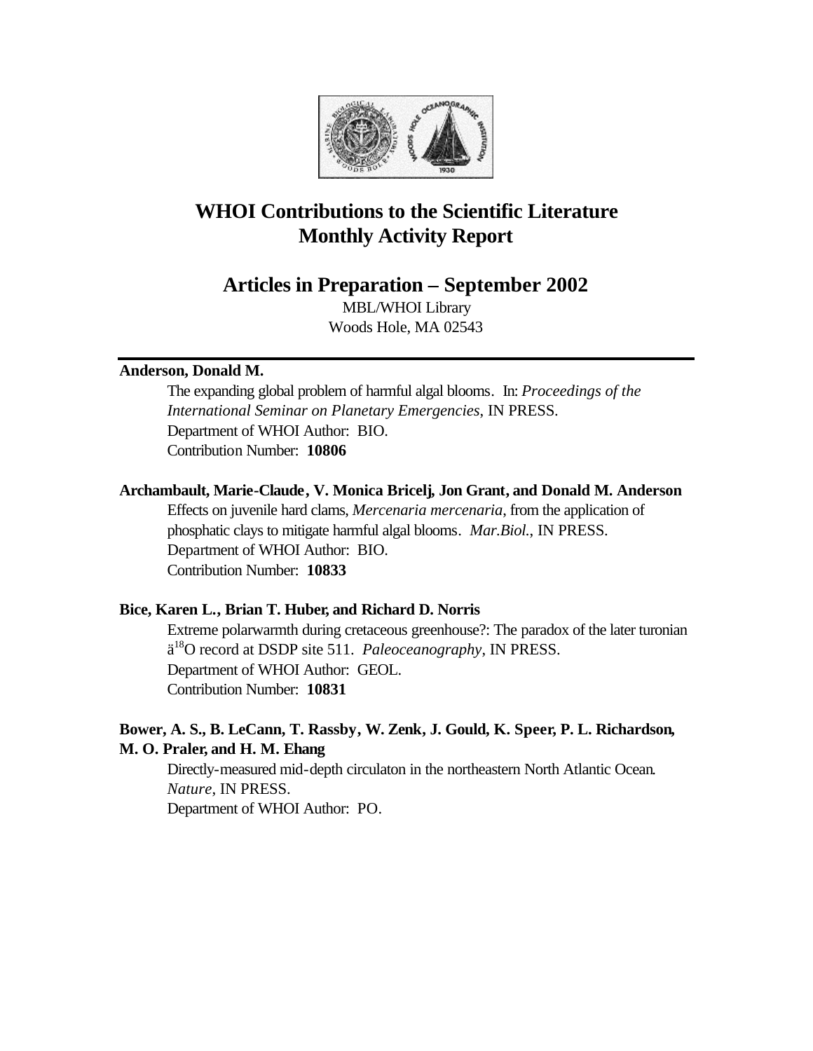# WHOI Contributions to the Scientific Literature
# Monthly Activity Report

## Articles in Preparation – September 2002

MBL/WHOI Library
Woods Hole, MA 02543

---

**Anderson, Donald M.**

The expanding global problem of harmful algal blooms. In: *Proceedings of the International Seminar on Planetary Emergencies*, IN PRESS.
Department of WHOI Author: BIO.
Contribution Number: **10806**

**Archambault, Marie-Claude, V. Monica Bricelj, Jon Grant, and Donald M. Anderson**

Effects on juvenile hard clams, *Mercenaria mercenaria*, from the application of phosphatic clays to mitigate harmful algal blooms. *Mar.Biol.*, IN PRESS.
Department of WHOI Author: BIO.
Contribution Number: **10833**

**Bice, Karen L., Brian T. Huber, and Richard D. Norris**

Extreme polarwarmth during cretaceous greenhouse?: The paradox of the later turonian ä$^{18}$O record at DSDP site 511. *Paleoceanography*, IN PRESS.
Department of WHOI Author: GEOL.
Contribution Number: **10831**

**Bower, A. S., B. LeCann, T. Rassby, W. Zenk, J. Gould, K. Speer, P. L. Richardson, M. O. Praler, and H. M. Ehang**

Directly-measured mid-depth circulaton in the northeastern North Atlantic Ocean. *Nature*, IN PRESS.
Department of WHOI Author: PO.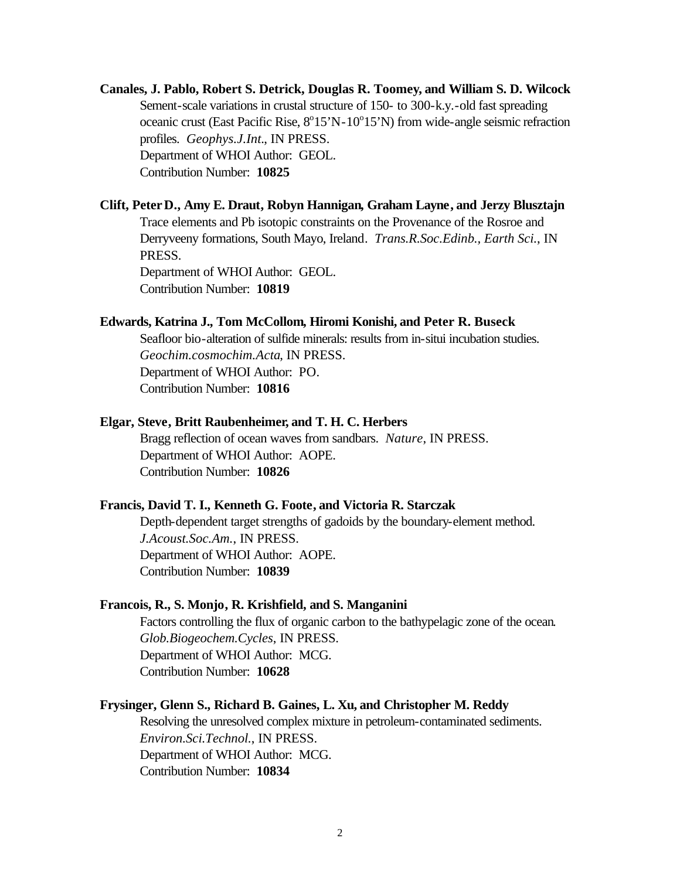**Canales, J. Pablo, Robert S. Detrick, Douglas R. Toomey, and William S. D. Wilcock**

Sement-scale variations in crustal structure of 150- to 300-k.y.-old fast spreading oceanic crust (East Pacific Rise, 8°15'N-10°15'N) from wide-angle seismic refraction profiles. *Geophys.J.Int.*, IN PRESS.
Department of WHOI Author: GEOL.
Contribution Number: **10825**

**Clift, Peter D., Amy E. Draut, Robyn Hannigan, Graham Layne, and Jerzy Blusztajn**

Trace elements and Pb isotopic constraints on the Provenance of the Rosroe and Derryveeny formations, South Mayo, Ireland. *Trans.R.Soc.Edinb., Earth Sci.*, IN PRESS.
Department of WHOI Author: GEOL.
Contribution Number: **10819**

**Edwards, Katrina J., Tom McCollom, Hiromi Konishi, and Peter R. Buseck**

Seafloor bio-alteration of sulfide minerals: results from in-situi incubation studies. *Geochim.cosmochim.Acta*, IN PRESS.
Department of WHOI Author: PO.
Contribution Number: **10816**

**Elgar, Steve, Britt Raubenheimer, and T. H. C. Herbers**

Bragg reflection of ocean waves from sandbars. *Nature*, IN PRESS.
Department of WHOI Author: AOPE.
Contribution Number: **10826**

**Francis, David T. I., Kenneth G. Foote, and Victoria R. Starczak**

Depth-dependent target strengths of gadoids by the boundary-element method. *J.Acoust.Soc.Am.*, IN PRESS.
Department of WHOI Author: AOPE.
Contribution Number: **10839**

**Francois, R., S. Monjo, R. Krishfield, and S. Manganini**

Factors controlling the flux of organic carbon to the bathypelagic zone of the ocean. *Glob.Biogeochem.Cycles*, IN PRESS.
Department of WHOI Author: MCG.
Contribution Number: **10628**

**Frysinger, Glenn S., Richard B. Gaines, L. Xu, and Christopher M. Reddy**

Resolving the unresolved complex mixture in petroleum-contaminated sediments. *Environ.Sci.Technol.*, IN PRESS.
Department of WHOI Author: MCG.
Contribution Number: **10834**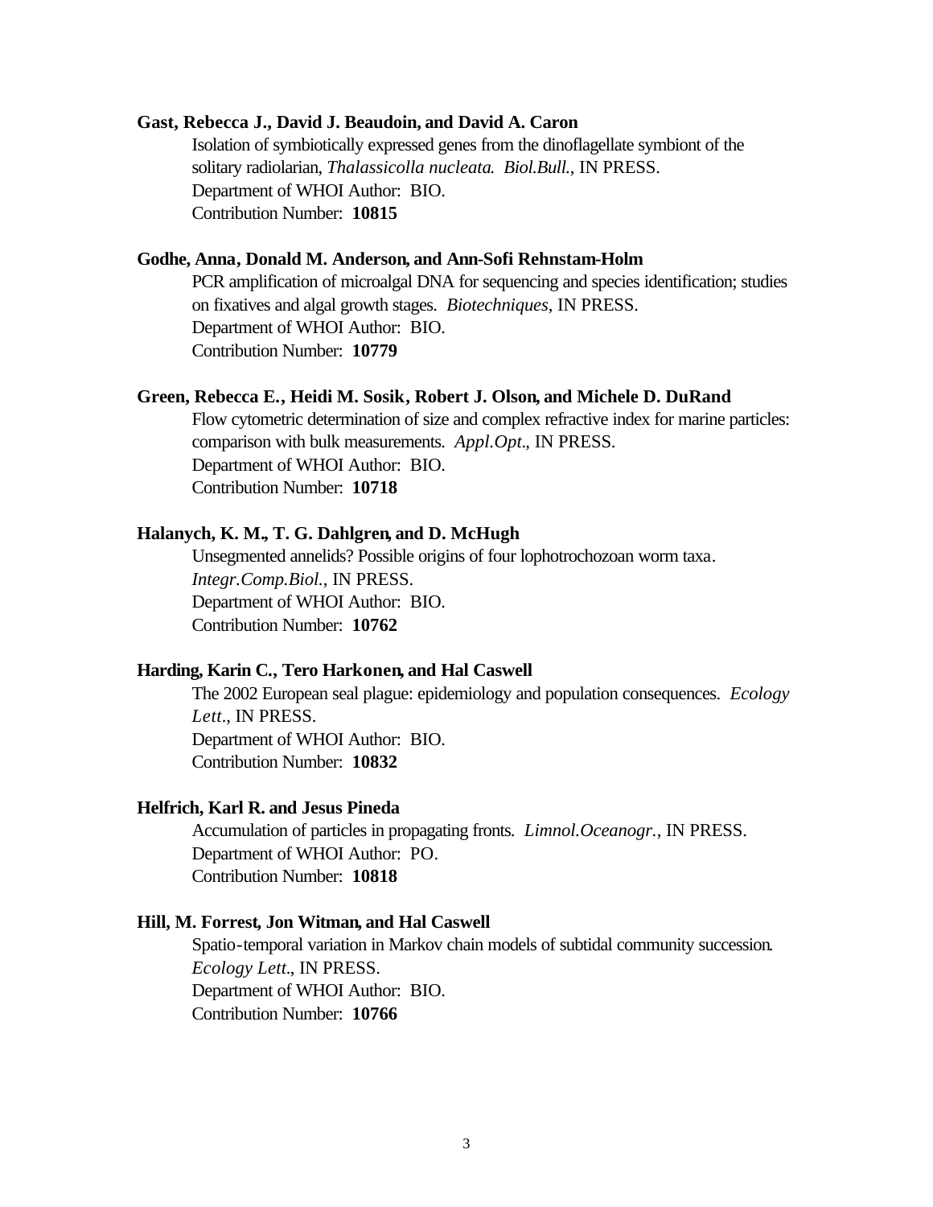**Gast, Rebecca J., David J. Beaudoin, and David A. Caron**

Isolation of symbiotically expressed genes from the dinoflagellate symbiont of the solitary radiolarian, *Thalassicolla nucleata*. *Biol.Bull.*, IN PRESS.
Department of WHOI Author: BIO.
Contribution Number: **10815**

**Godhe, Anna, Donald M. Anderson, and Ann-Sofi Rehnstam-Holm**

PCR amplification of microalgal DNA for sequencing and species identification; studies on fixatives and algal growth stages. *Biotechniques*, IN PRESS.
Department of WHOI Author: BIO.
Contribution Number: **10779**

**Green, Rebecca E., Heidi M. Sosik, Robert J. Olson, and Michele D. DuRand**

Flow cytometric determination of size and complex refractive index for marine particles: comparison with bulk measurements. *Appl.Opt.*, IN PRESS.
Department of WHOI Author: BIO.
Contribution Number: **10718**

**Halanych, K. M., T. G. Dahlgren, and D. McHugh**

Unsegmented annelids? Possible origins of four lophotrochozoan worm taxa. *Integr.Comp.Biol.*, IN PRESS.
Department of WHOI Author: BIO.
Contribution Number: **10762**

**Harding, Karin C., Tero Harkonen, and Hal Caswell**

The 2002 European seal plague: epidemiology and population consequences. *Ecology Lett.*, IN PRESS.
Department of WHOI Author: BIO.
Contribution Number: **10832**

**Helfrich, Karl R. and Jesus Pineda**

Accumulation of particles in propagating fronts. *Limnol.Oceanogr.*, IN PRESS.
Department of WHOI Author: PO.
Contribution Number: **10818**

**Hill, M. Forrest, Jon Witman, and Hal Caswell**

Spatio-temporal variation in Markov chain models of subtidal community succession. *Ecology Lett.*, IN PRESS.
Department of WHOI Author: BIO.
Contribution Number: **10766**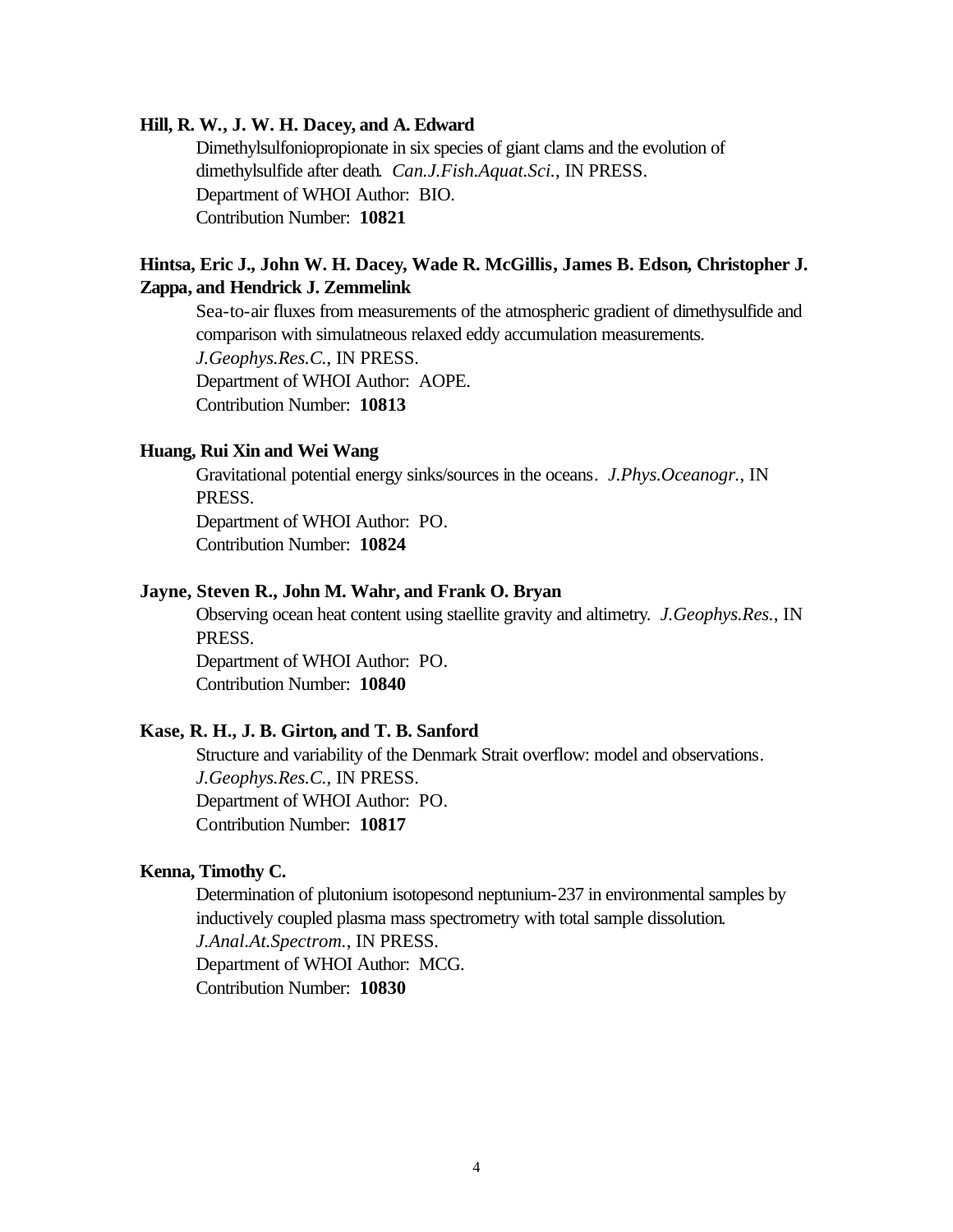**Hill, R. W., J. W. H. Dacey, and A. Edward**

Dimethylsulfoniopropionate in six species of giant clams and the evolution of dimethylsulfide after death. *Can.J.Fish.Aquat.Sci.*, IN PRESS.
Department of WHOI Author: BIO.
Contribution Number: **10821**

**Hintsa, Eric J., John W. H. Dacey, Wade R. McGillis, James B. Edson, Christopher J. Zappa, and Hendrick J. Zemmelink**

Sea-to-air fluxes from measurements of the atmospheric gradient of dimethysulfide and comparison with simulatneous relaxed eddy accumulation measurements. *J.Geophys.Res.C.*, IN PRESS.
Department of WHOI Author: AOPE.
Contribution Number: **10813**

**Huang, Rui Xin and Wei Wang**

Gravitational potential energy sinks/sources in the oceans. *J.Phys.Oceanogr.*, IN PRESS.
Department of WHOI Author: PO.
Contribution Number: **10824**

**Jayne, Steven R., John M. Wahr, and Frank O. Bryan**

Observing ocean heat content using staellite gravity and altimetry. *J.Geophys.Res.*, IN PRESS.
Department of WHOI Author: PO.
Contribution Number: **10840**

**Kase, R. H., J. B. Girton, and T. B. Sanford**

Structure and variability of the Denmark Strait overflow: model and observations. *J.Geophys.Res.C.*, IN PRESS.
Department of WHOI Author: PO.
Contribution Number: **10817**

**Kenna, Timothy C.**

Determination of plutonium isotopesond neptunium-237 in environmental samples by inductively coupled plasma mass spectrometry with total sample dissolution. *J.Anal.At.Spectrom.*, IN PRESS.
Department of WHOI Author: MCG.
Contribution Number: **10830**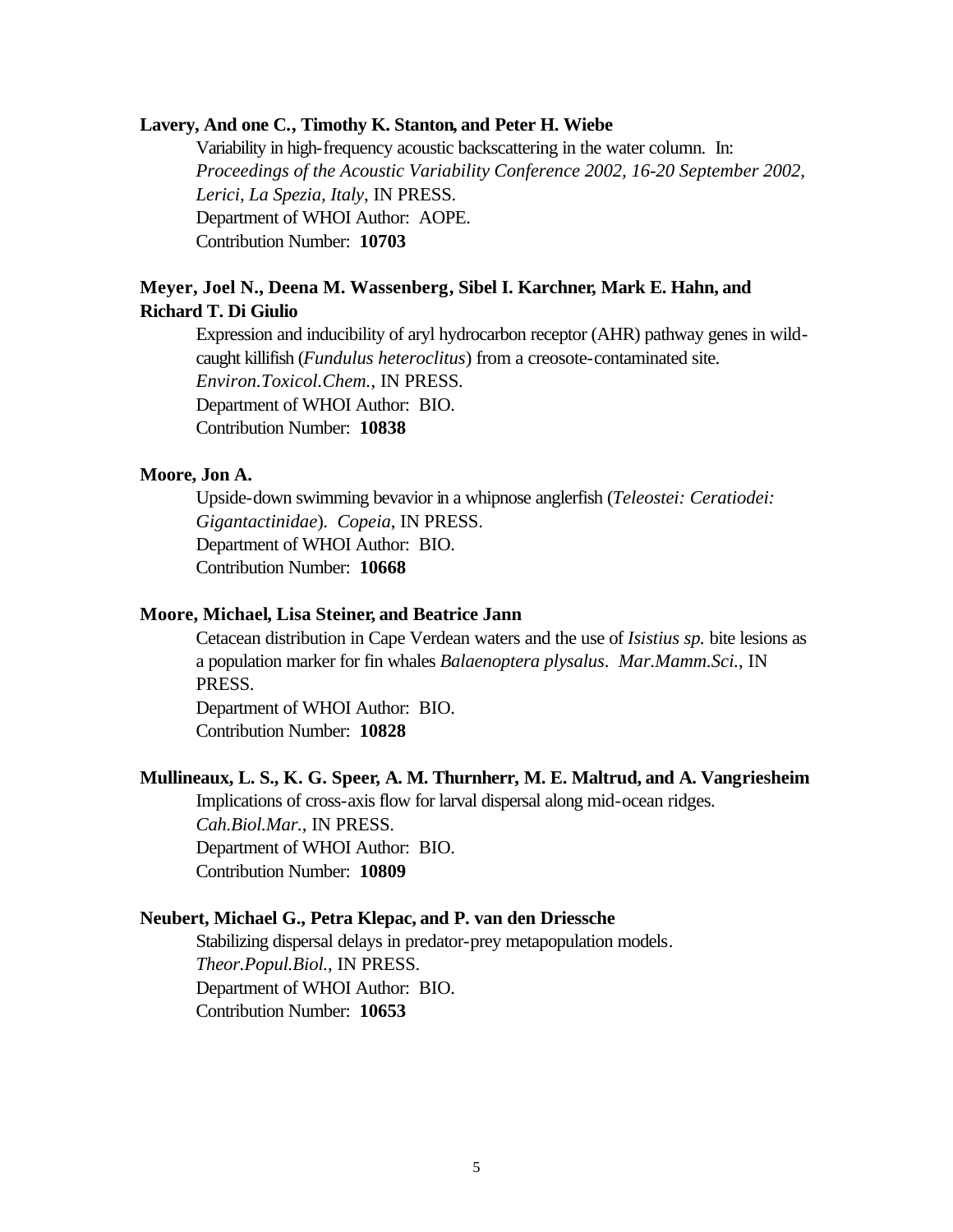**Lavery, And one C., Timothy K. Stanton, and Peter H. Wiebe**

Variability in high-frequency acoustic backscattering in the water column. In: *Proceedings of the Acoustic Variability Conference 2002, 16-20 September 2002, Lerici, La Spezia, Italy*, IN PRESS.
Department of WHOI Author: AOPE.
Contribution Number: **10703**

**Meyer, Joel N., Deena M. Wassenberg, Sibel I. Karchner, Mark E. Hahn, and Richard T. Di Giulio**

Expression and inducibility of aryl hydrocarbon receptor (AHR) pathway genes in wild-caught killifish (*Fundulus heteroclitus*) from a creosote-contaminated site. *Environ.Toxicol.Chem.*, IN PRESS.
Department of WHOI Author: BIO.
Contribution Number: **10838**

**Moore, Jon A.**

Upside-down swimming bevavior in a whipnose anglerfish (*Teleostei: Ceratiodei: Gigantactinidae*). *Copeia*, IN PRESS.
Department of WHOI Author: BIO.
Contribution Number: **10668**

**Moore, Michael, Lisa Steiner, and Beatrice Jann**

Cetacean distribution in Cape Verdean waters and the use of *Isistius sp.* bite lesions as a population marker for fin whales *Balaenoptera plysalus*. *Mar.Mamm.Sci.*, IN PRESS.
Department of WHOI Author: BIO.
Contribution Number: **10828**

**Mullineaux, L. S., K. G. Speer, A. M. Thurnherr, M. E. Maltrud, and A. Vangriesheim**

Implications of cross-axis flow for larval dispersal along mid-ocean ridges. *Cah.Biol.Mar.*, IN PRESS.
Department of WHOI Author: BIO.
Contribution Number: **10809**

**Neubert, Michael G., Petra Klepac, and P. van den Driessche**

Stabilizing dispersal delays in predator-prey metapopulation models. *Theor.Popul.Biol.*, IN PRESS.
Department of WHOI Author: BIO.
Contribution Number: **10653**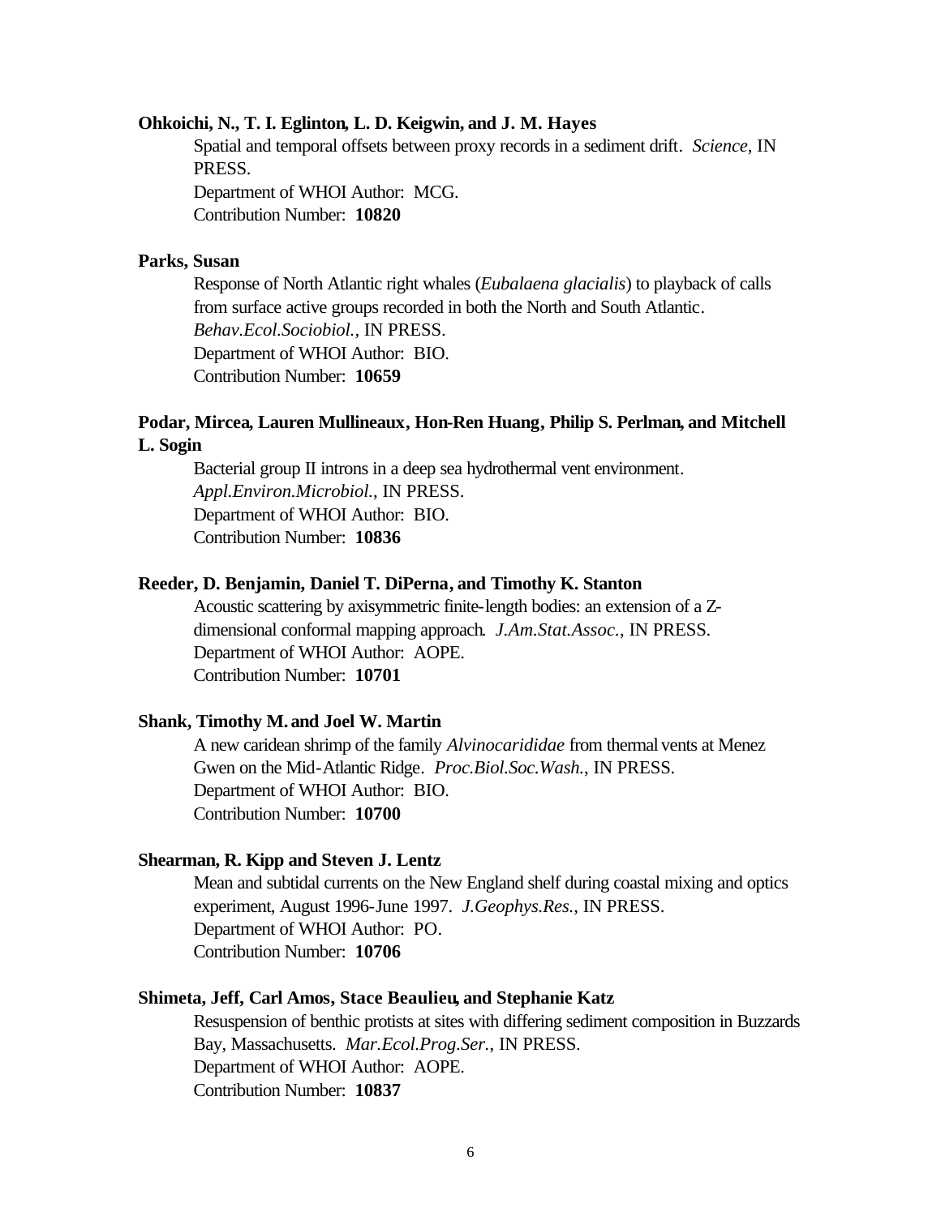**Ohkoichi, N., T. I. Eglinton, L. D. Keigwin, and J. M. Hayes**

Spatial and temporal offsets between proxy records in a sediment drift. *Science*, IN PRESS.
Department of WHOI Author: MCG.
Contribution Number: **10820**

**Parks, Susan**

Response of North Atlantic right whales (*Eubalaena glacialis*) to playback of calls from surface active groups recorded in both the North and South Atlantic. *Behav.Ecol.Sociobiol.*, IN PRESS.
Department of WHOI Author: BIO.
Contribution Number: **10659**

**Podar, Mircea, Lauren Mullineaux, Hon-Ren Huang, Philip S. Perlman, and Mitchell L. Sogin**

Bacterial group II introns in a deep sea hydrothermal vent environment. *Appl.Environ.Microbiol.*, IN PRESS.
Department of WHOI Author: BIO.
Contribution Number: **10836**

**Reeder, D. Benjamin, Daniel T. DiPerna, and Timothy K. Stanton**

Acoustic scattering by axisymmetric finite-length bodies: an extension of a Z-dimensional conformal mapping approach. *J.Am.Stat.Assoc.*, IN PRESS.
Department of WHOI Author: AOPE.
Contribution Number: **10701**

**Shank, Timothy M. and Joel W. Martin**

A new caridean shrimp of the family *Alvinocarididae* from thermal vents at Menez Gwen on the Mid-Atlantic Ridge. *Proc.Biol.Soc.Wash.*, IN PRESS.
Department of WHOI Author: BIO.
Contribution Number: **10700**

**Shearman, R. Kipp and Steven J. Lentz**

Mean and subtidal currents on the New England shelf during coastal mixing and optics experiment, August 1996-June 1997. *J.Geophys.Res.*, IN PRESS.
Department of WHOI Author: PO.
Contribution Number: **10706**

**Shimeta, Jeff, Carl Amos, Stace Beaulieu, and Stephanie Katz**

Resuspension of benthic protists at sites with differing sediment composition in Buzzards Bay, Massachusetts. *Mar.Ecol.Prog.Ser.*, IN PRESS.
Department of WHOI Author: AOPE.
Contribution Number: **10837**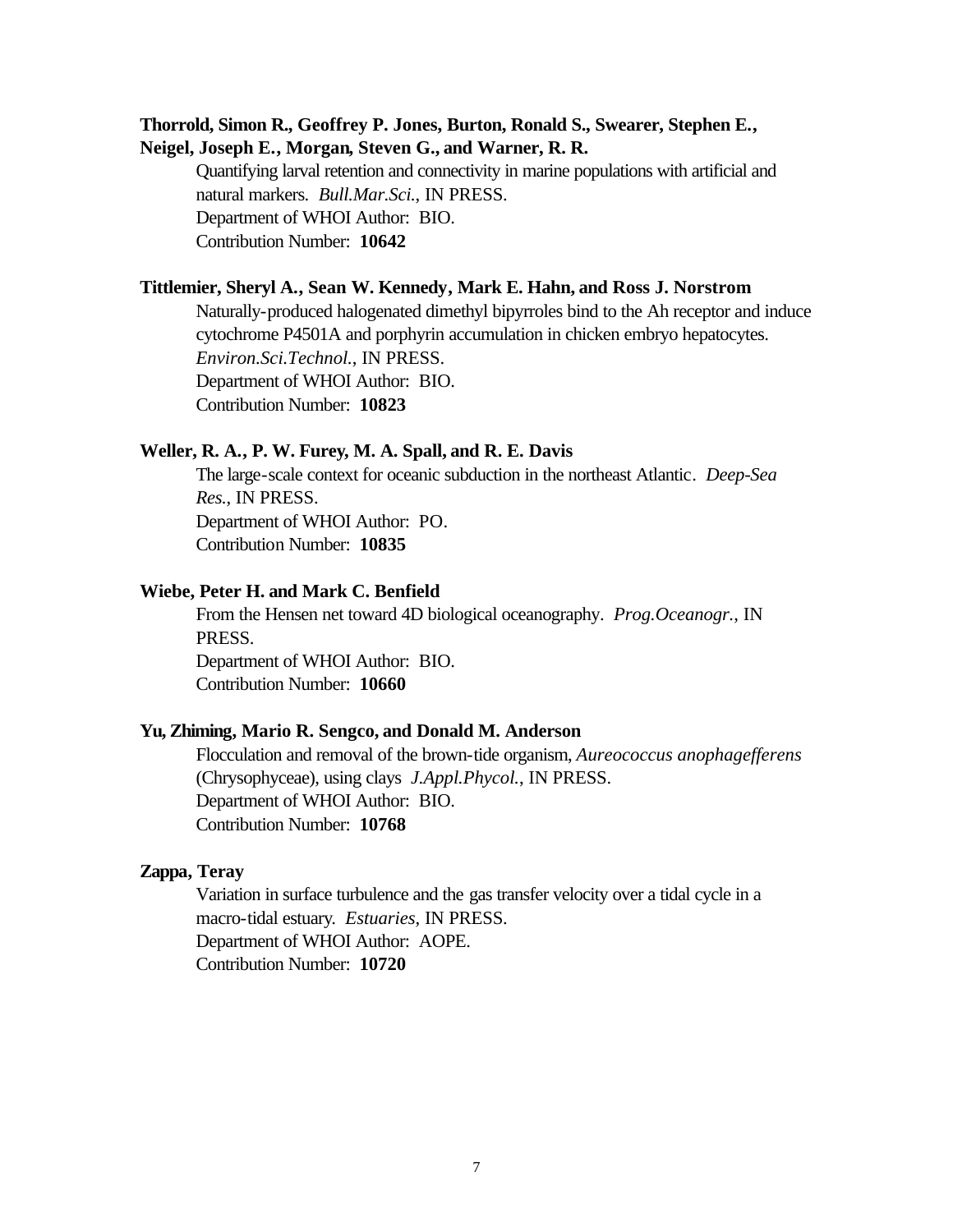**Thorrold, Simon R., Geoffrey P. Jones, Burton, Ronald S., Swearer, Stephen E., Neigel, Joseph E., Morgan, Steven G., and Warner, R. R.**

Quantifying larval retention and connectivity in marine populations with artificial and natural markers. *Bull.Mar.Sci.*, IN PRESS.
Department of WHOI Author: BIO.
Contribution Number: **10642**

**Tittlemier, Sheryl A., Sean W. Kennedy, Mark E. Hahn, and Ross J. Norstrom**

Naturally-produced halogenated dimethyl bipyrroles bind to the Ah receptor and induce cytochrome P4501A and porphyrin accumulation in chicken embryo hepatocytes. *Environ.Sci.Technol.*, IN PRESS.
Department of WHOI Author: BIO.
Contribution Number: **10823**

**Weller, R. A., P. W. Furey, M. A. Spall, and R. E. Davis**

The large-scale context for oceanic subduction in the northeast Atlantic. *Deep-Sea Res.*, IN PRESS.
Department of WHOI Author: PO.
Contribution Number: **10835**

**Wiebe, Peter H. and Mark C. Benfield**

From the Hensen net toward 4D biological oceanography. *Prog.Oceanogr.*, IN PRESS.
Department of WHOI Author: BIO.
Contribution Number: **10660**

**Yu, Zhiming, Mario R. Sengco, and Donald M. Anderson**

Flocculation and removal of the brown-tide organism, *Aureococcus anophagefferens* (Chrysophyceae), using clays *J.Appl.Phycol.*, IN PRESS.
Department of WHOI Author: BIO.
Contribution Number: **10768**

**Zappa, Teray**

Variation in surface turbulence and the gas transfer velocity over a tidal cycle in a macro-tidal estuary. *Estuaries*, IN PRESS.
Department of WHOI Author: AOPE.
Contribution Number: **10720**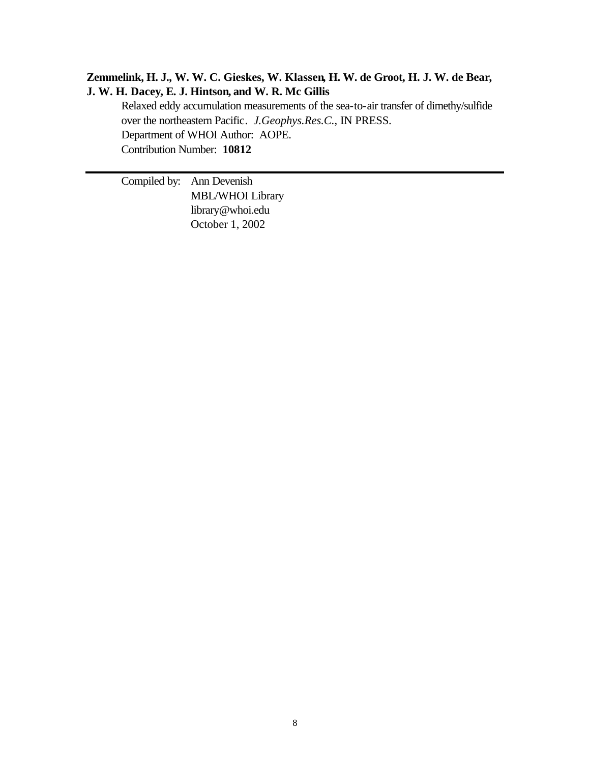**Zemmelink, H. J., W. W. C. Gieskes, W. Klassen, H. W. de Groot, H. J. W. de Bear, J. W. H. Dacey, E. J. Hintson, and W. R. Mc Gillis**

Relaxed eddy accumulation measurements of the sea-to-air transfer of dimethy/sulfide over the northeastern Pacific. *J.Geophys.Res.C.*, IN PRESS.
Department of WHOI Author: AOPE.
Contribution Number: **10812**

---

Compiled by: Ann Devenish
MBL/WHOI Library
library@whoi.edu
October 1, 2002